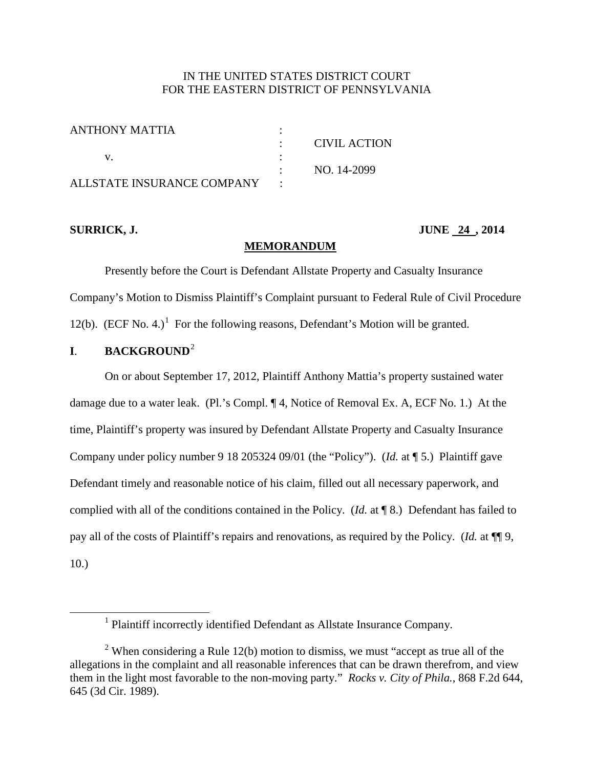IN THE UNITED STATES DISTRICT COURT
FOR THE EASTERN DISTRICT OF PENNSYLVANIA

| | | |
|---|---|---|
| ANTHONY MATTIA | : | |
| | : | CIVIL ACTION |
| v. | : | |
| | : | NO. 14-2099 |
| ALLSTATE INSURANCE COMPANY | : | |

**SURRICK, J.** **JUNE 24, 2014**

**MEMORANDUM**

Presently before the Court is Defendant Allstate Property and Casualty Insurance Company's Motion to Dismiss Plaintiff's Complaint pursuant to Federal Rule of Civil Procedure 12(b). (ECF No. 4.)[1] For the following reasons, Defendant's Motion will be granted.

## I. BACKGROUND[2]

On or about September 17, 2012, Plaintiff Anthony Mattia's property sustained water damage due to a water leak. (Pl.'s Compl. ¶ 4, Notice of Removal Ex. A, ECF No. 1.) At the time, Plaintiff's property was insured by Defendant Allstate Property and Casualty Insurance Company under policy number 9 18 205324 09/01 (the "Policy"). (*Id.* at ¶ 5.) Plaintiff gave Defendant timely and reasonable notice of his claim, filled out all necessary paperwork, and complied with all of the conditions contained in the Policy. (*Id.* at ¶ 8.) Defendant has failed to pay all of the costs of Plaintiff's repairs and renovations, as required by the Policy. (*Id.* at ¶¶ 9, 10.)

[1] Plaintiff incorrectly identified Defendant as Allstate Insurance Company.

[2] When considering a Rule 12(b) motion to dismiss, we must "accept as true all of the allegations in the complaint and all reasonable inferences that can be drawn therefrom, and view them in the light most favorable to the non-moving party." *Rocks v. City of Phila.*, 868 F.2d 644, 645 (3d Cir. 1989).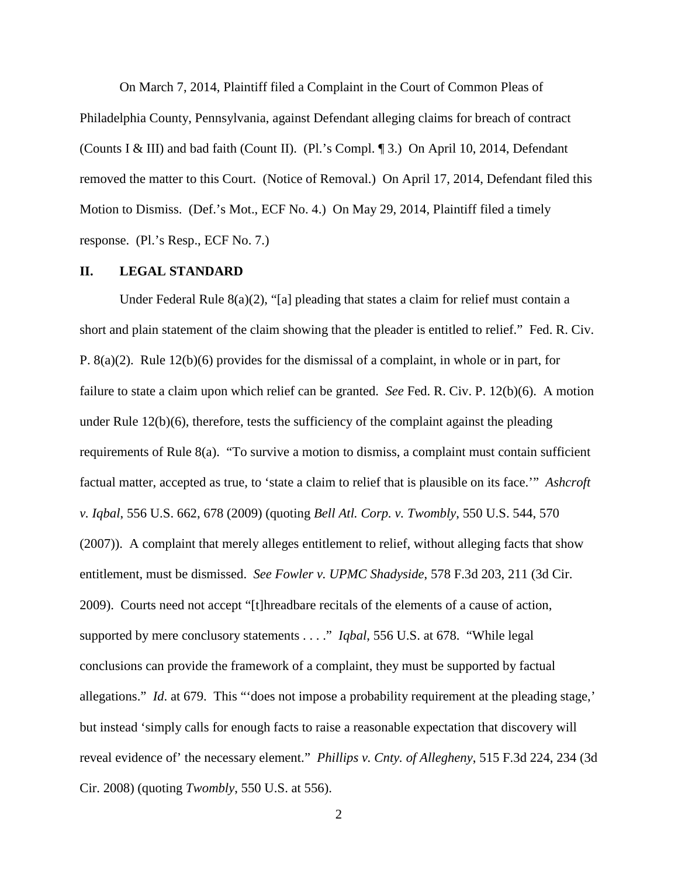On March 7, 2014, Plaintiff filed a Complaint in the Court of Common Pleas of Philadelphia County, Pennsylvania, against Defendant alleging claims for breach of contract (Counts I & III) and bad faith (Count II). (Pl.'s Compl. ¶ 3.) On April 10, 2014, Defendant removed the matter to this Court. (Notice of Removal.) On April 17, 2014, Defendant filed this Motion to Dismiss. (Def.'s Mot., ECF No. 4.) On May 29, 2014, Plaintiff filed a timely response. (Pl.'s Resp., ECF No. 7.)

## II. LEGAL STANDARD

Under Federal Rule 8(a)(2), "[a] pleading that states a claim for relief must contain a short and plain statement of the claim showing that the pleader is entitled to relief." Fed. R. Civ. P. 8(a)(2). Rule 12(b)(6) provides for the dismissal of a complaint, in whole or in part, for failure to state a claim upon which relief can be granted. *See* Fed. R. Civ. P. 12(b)(6). A motion under Rule 12(b)(6), therefore, tests the sufficiency of the complaint against the pleading requirements of Rule 8(a). "To survive a motion to dismiss, a complaint must contain sufficient factual matter, accepted as true, to 'state a claim to relief that is plausible on its face.'" *Ashcroft v. Iqbal*, 556 U.S. 662, 678 (2009) (quoting *Bell Atl. Corp. v. Twombly*, 550 U.S. 544, 570 (2007)). A complaint that merely alleges entitlement to relief, without alleging facts that show entitlement, must be dismissed. *See Fowler v. UPMC Shadyside*, 578 F.3d 203, 211 (3d Cir. 2009). Courts need not accept "[t]hreadbare recitals of the elements of a cause of action, supported by mere conclusory statements . . . ." *Iqbal*, 556 U.S. at 678. "While legal conclusions can provide the framework of a complaint, they must be supported by factual allegations." *Id.* at 679. This "'does not impose a probability requirement at the pleading stage,' but instead 'simply calls for enough facts to raise a reasonable expectation that discovery will reveal evidence of' the necessary element." *Phillips v. Cnty. of Allegheny*, 515 F.3d 224, 234 (3d Cir. 2008) (quoting *Twombly*, 550 U.S. at 556).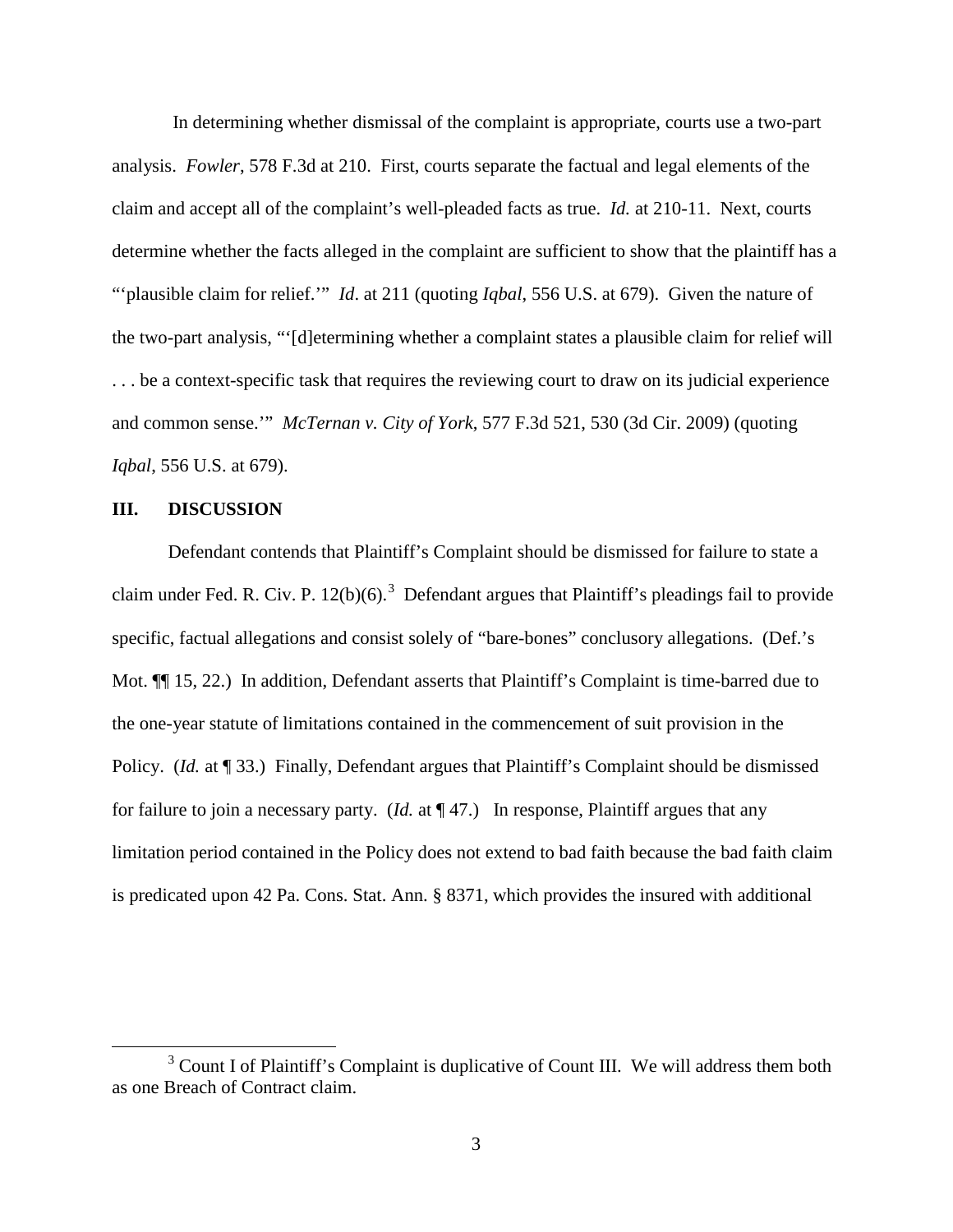In determining whether dismissal of the complaint is appropriate, courts use a two-part analysis. *Fowler*, 578 F.3d at 210. First, courts separate the factual and legal elements of the claim and accept all of the complaint's well-pleaded facts as true. *Id.* at 210-11. Next, courts determine whether the facts alleged in the complaint are sufficient to show that the plaintiff has a "'plausible claim for relief.'" *Id*. at 211 (quoting *Iqbal*, 556 U.S. at 679). Given the nature of the two-part analysis, "'[d]etermining whether a complaint states a plausible claim for relief will . . . be a context-specific task that requires the reviewing court to draw on its judicial experience and common sense.'" *McTernan v. City of York*, 577 F.3d 521, 530 (3d Cir. 2009) (quoting *Iqbal*, 556 U.S. at 679).

## III. DISCUSSION

Defendant contends that Plaintiff's Complaint should be dismissed for failure to state a claim under Fed. R. Civ. P. 12(b)(6).[3] Defendant argues that Plaintiff's pleadings fail to provide specific, factual allegations and consist solely of "bare-bones" conclusory allegations. (Def.'s Mot. ¶¶ 15, 22.) In addition, Defendant asserts that Plaintiff's Complaint is time-barred due to the one-year statute of limitations contained in the commencement of suit provision in the Policy. (*Id.* at ¶ 33.) Finally, Defendant argues that Plaintiff's Complaint should be dismissed for failure to join a necessary party. (*Id.* at ¶ 47.) In response, Plaintiff argues that any limitation period contained in the Policy does not extend to bad faith because the bad faith claim is predicated upon 42 Pa. Cons. Stat. Ann. § 8371, which provides the insured with additional

[3] Count I of Plaintiff's Complaint is duplicative of Count III. We will address them both as one Breach of Contract claim.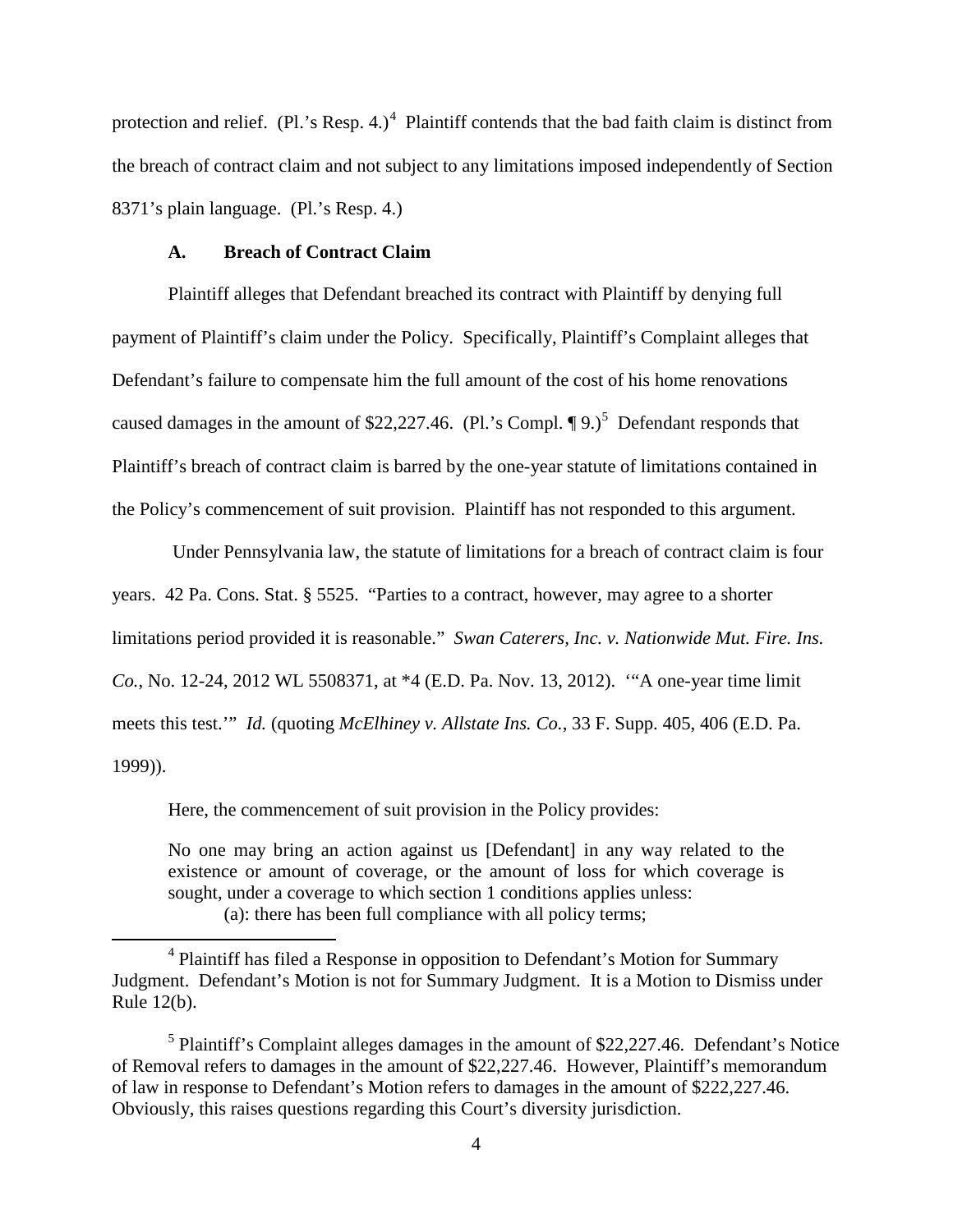protection and relief. (Pl.'s Resp. 4.)[4] Plaintiff contends that the bad faith claim is distinct from the breach of contract claim and not subject to any limitations imposed independently of Section 8371's plain language. (Pl.'s Resp. 4.)

### A. Breach of Contract Claim

Plaintiff alleges that Defendant breached its contract with Plaintiff by denying full payment of Plaintiff's claim under the Policy. Specifically, Plaintiff's Complaint alleges that Defendant's failure to compensate him the full amount of the cost of his home renovations caused damages in the amount of $22,227.46. (Pl.'s Compl. ¶ 9.)[5] Defendant responds that Plaintiff's breach of contract claim is barred by the one-year statute of limitations contained in the Policy's commencement of suit provision. Plaintiff has not responded to this argument.

Under Pennsylvania law, the statute of limitations for a breach of contract claim is four years. 42 Pa. Cons. Stat. § 5525. "Parties to a contract, however, may agree to a shorter limitations period provided it is reasonable." *Swan Caterers, Inc. v. Nationwide Mut. Fire. Ins. Co.*, No. 12-24, 2012 WL 5508371, at *4 (E.D. Pa. Nov. 13, 2012). '"A one-year time limit meets this test.'" *Id.* (quoting *McElhiney v. Allstate Ins. Co.*, 33 F. Supp. 405, 406 (E.D. Pa. 1999)).

Here, the commencement of suit provision in the Policy provides:

> No one may bring an action against us [Defendant] in any way related to the existence or amount of coverage, or the amount of loss for which coverage is sought, under a coverage to which section 1 conditions applies unless:
>
> (a): there has been full compliance with all policy terms;

---

[4] Plaintiff has filed a Response in opposition to Defendant's Motion for Summary Judgment. Defendant's Motion is not for Summary Judgment. It is a Motion to Dismiss under Rule 12(b).

[5] Plaintiff's Complaint alleges damages in the amount of $22,227.46. Defendant's Notice of Removal refers to damages in the amount of $22,227.46. However, Plaintiff's memorandum of law in response to Defendant's Motion refers to damages in the amount of $222,227.46. Obviously, this raises questions regarding this Court's diversity jurisdiction.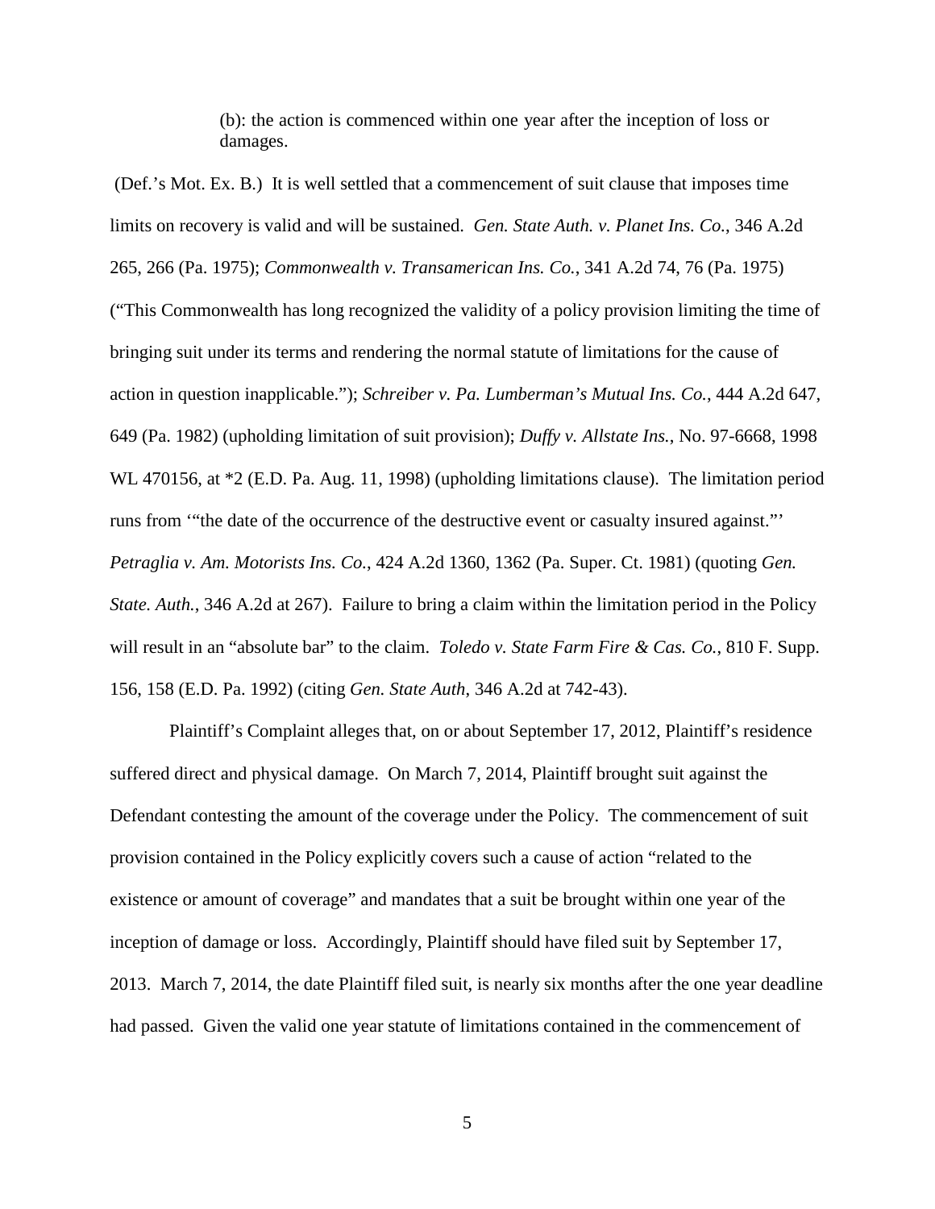> (b): the action is commenced within one year after the inception of loss or damages.

(Def.'s Mot. Ex. B.) It is well settled that a commencement of suit clause that imposes time limits on recovery is valid and will be sustained. *Gen. State Auth. v. Planet Ins. Co.*, 346 A.2d 265, 266 (Pa. 1975); *Commonwealth v. Transamerican Ins. Co.*, 341 A.2d 74, 76 (Pa. 1975) ("This Commonwealth has long recognized the validity of a policy provision limiting the time of bringing suit under its terms and rendering the normal statute of limitations for the cause of action in question inapplicable."); *Schreiber v. Pa. Lumberman's Mutual Ins. Co.*, 444 A.2d 647, 649 (Pa. 1982) (upholding limitation of suit provision); *Duffy v. Allstate Ins.*, No. 97-6668, 1998 WL 470156, at *2 (E.D. Pa. Aug. 11, 1998) (upholding limitations clause). The limitation period runs from '"the date of the occurrence of the destructive event or casualty insured against."' *Petraglia v. Am. Motorists Ins. Co.*, 424 A.2d 1360, 1362 (Pa. Super. Ct. 1981) (quoting *Gen. State. Auth.*, 346 A.2d at 267). Failure to bring a claim within the limitation period in the Policy will result in an "absolute bar" to the claim. *Toledo v. State Farm Fire & Cas. Co.*, 810 F. Supp. 156, 158 (E.D. Pa. 1992) (citing *Gen. State Auth*, 346 A.2d at 742-43).

Plaintiff's Complaint alleges that, on or about September 17, 2012, Plaintiff's residence suffered direct and physical damage. On March 7, 2014, Plaintiff brought suit against the Defendant contesting the amount of the coverage under the Policy. The commencement of suit provision contained in the Policy explicitly covers such a cause of action "related to the existence or amount of coverage" and mandates that a suit be brought within one year of the inception of damage or loss. Accordingly, Plaintiff should have filed suit by September 17, 2013. March 7, 2014, the date Plaintiff filed suit, is nearly six months after the one year deadline had passed. Given the valid one year statute of limitations contained in the commencement of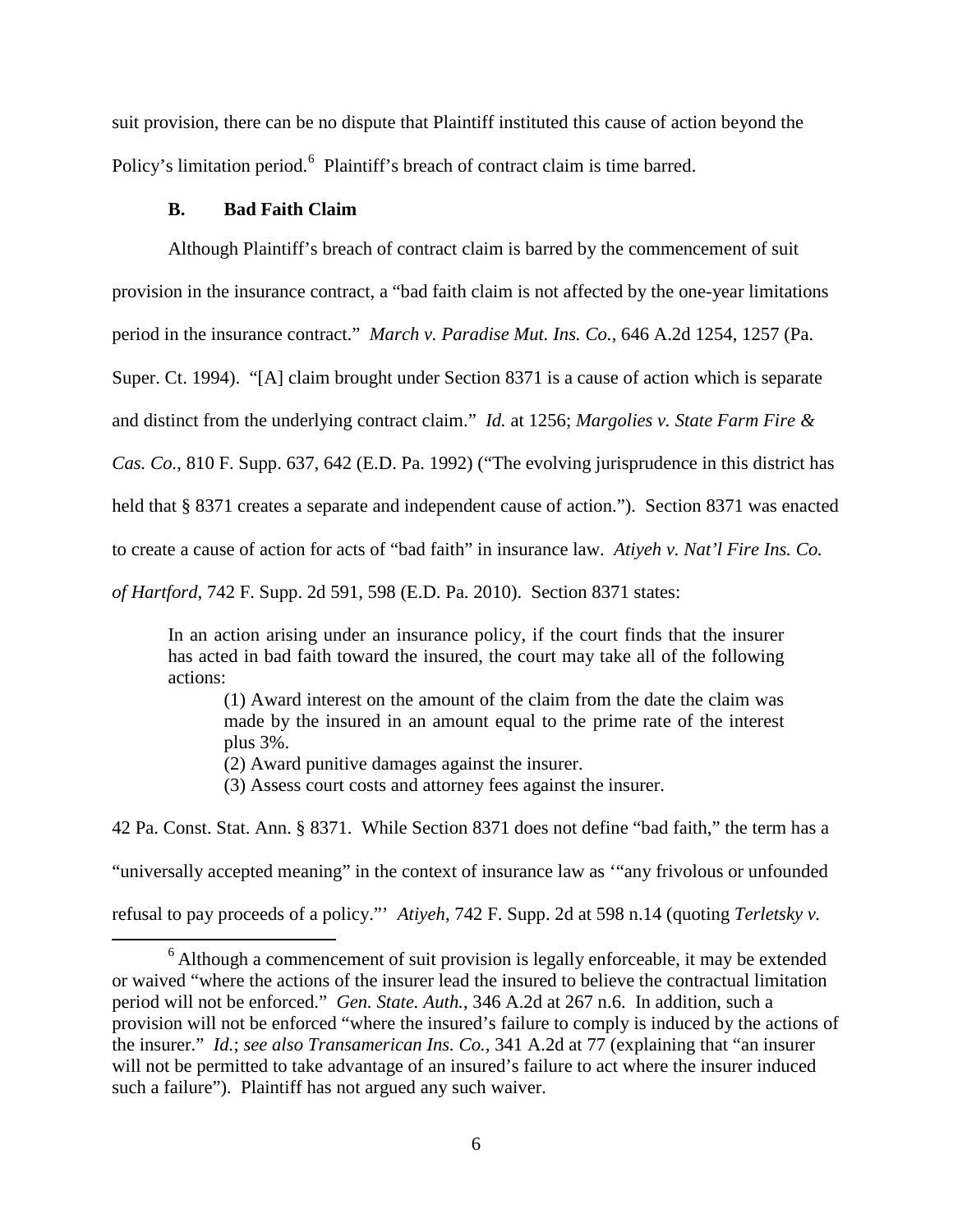suit provision, there can be no dispute that Plaintiff instituted this cause of action beyond the Policy's limitation period.[6] Plaintiff's breach of contract claim is time barred.

### B. Bad Faith Claim

Although Plaintiff's breach of contract claim is barred by the commencement of suit provision in the insurance contract, a "bad faith claim is not affected by the one-year limitations period in the insurance contract." *March v. Paradise Mut. Ins. Co.*, 646 A.2d 1254, 1257 (Pa. Super. Ct. 1994). "[A] claim brought under Section 8371 is a cause of action which is separate and distinct from the underlying contract claim." *Id.* at 1256; *Margolies v. State Farm Fire & Cas. Co.*, 810 F. Supp. 637, 642 (E.D. Pa. 1992) ("The evolving jurisprudence in this district has held that § 8371 creates a separate and independent cause of action."). Section 8371 was enacted to create a cause of action for acts of "bad faith" in insurance law. *Atiyeh v. Nat'l Fire Ins. Co. of Hartford*, 742 F. Supp. 2d 591, 598 (E.D. Pa. 2010). Section 8371 states:

> In an action arising under an insurance policy, if the court finds that the insurer has acted in bad faith toward the insured, the court may take all of the following actions:
>
> (1) Award interest on the amount of the claim from the date the claim was made by the insured in an amount equal to the prime rate of the interest plus 3%.
>
> (2) Award punitive damages against the insurer.
>
> (3) Assess court costs and attorney fees against the insurer.

42 Pa. Const. Stat. Ann. § 8371. While Section 8371 does not define "bad faith," the term has a "universally accepted meaning" in the context of insurance law as '"any frivolous or unfounded refusal to pay proceeds of a policy."' *Atiyeh*, 742 F. Supp. 2d at 598 n.14 (quoting *Terletsky v.*

[6] Although a commencement of suit provision is legally enforceable, it may be extended or waived "where the actions of the insurer lead the insured to believe the contractual limitation period will not be enforced." *Gen. State. Auth.*, 346 A.2d at 267 n.6. In addition, such a provision will not be enforced "where the insured's failure to comply is induced by the actions of the insurer." *Id.*; *see also Transamerican Ins. Co.*, 341 A.2d at 77 (explaining that "an insurer will not be permitted to take advantage of an insured's failure to act where the insurer induced such a failure"). Plaintiff has not argued any such waiver.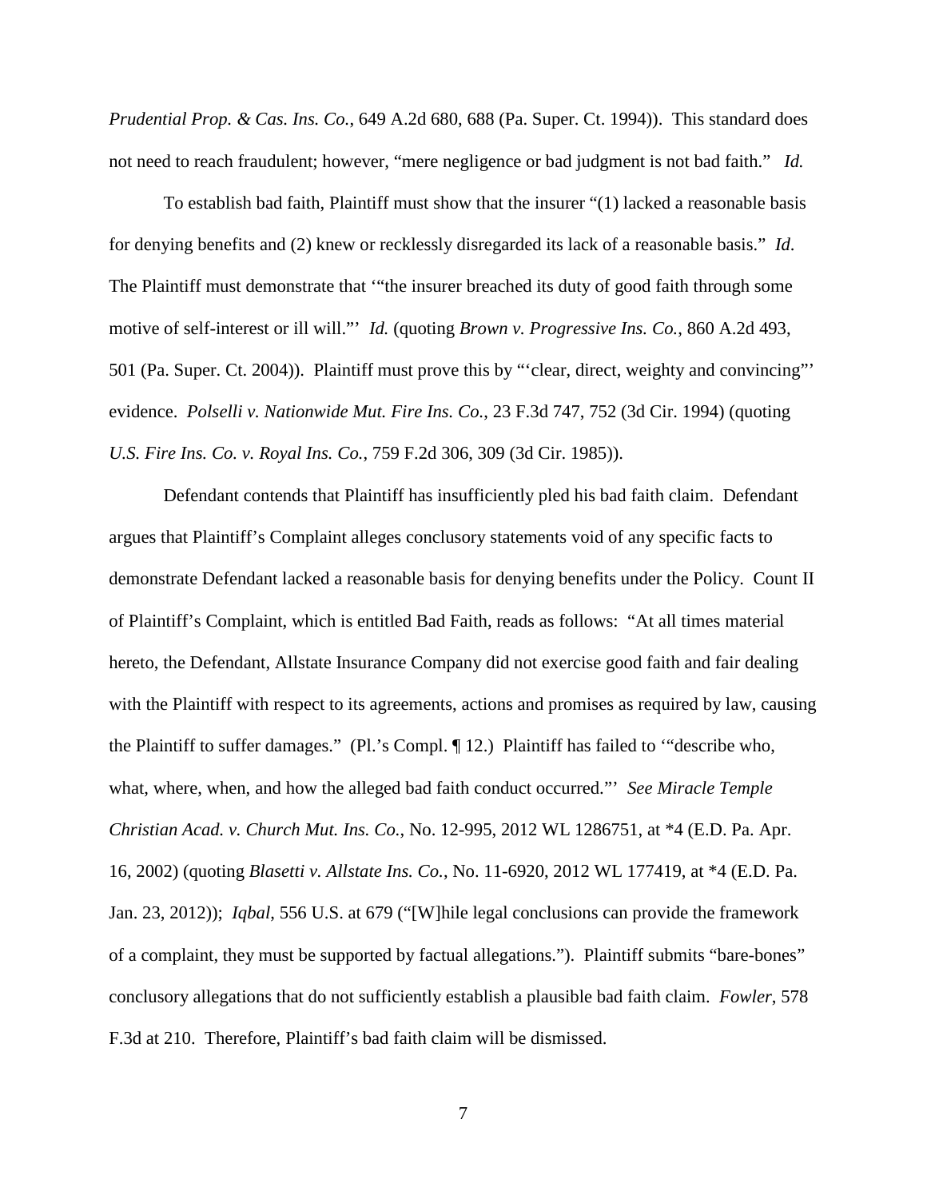*Prudential Prop. & Cas. Ins. Co.*, 649 A.2d 680, 688 (Pa. Super. Ct. 1994)). This standard does not need to reach fraudulent; however, "mere negligence or bad judgment is not bad faith." *Id.*

To establish bad faith, Plaintiff must show that the insurer "(1) lacked a reasonable basis for denying benefits and (2) knew or recklessly disregarded its lack of a reasonable basis." *Id*. The Plaintiff must demonstrate that '"the insurer breached its duty of good faith through some motive of self-interest or ill will."' *Id.* (quoting *Brown v. Progressive Ins. Co.*, 860 A.2d 493, 501 (Pa. Super. Ct. 2004)). Plaintiff must prove this by "'clear, direct, weighty and convincing"' evidence. *Polselli v. Nationwide Mut. Fire Ins. Co.*, 23 F.3d 747, 752 (3d Cir. 1994) (quoting *U.S. Fire Ins. Co. v. Royal Ins. Co.*, 759 F.2d 306, 309 (3d Cir. 1985)).

Defendant contends that Plaintiff has insufficiently pled his bad faith claim. Defendant argues that Plaintiff's Complaint alleges conclusory statements void of any specific facts to demonstrate Defendant lacked a reasonable basis for denying benefits under the Policy. Count II of Plaintiff's Complaint, which is entitled Bad Faith, reads as follows: "At all times material hereto, the Defendant, Allstate Insurance Company did not exercise good faith and fair dealing with the Plaintiff with respect to its agreements, actions and promises as required by law, causing the Plaintiff to suffer damages." (Pl.'s Compl. ¶ 12.) Plaintiff has failed to '"describe who, what, where, when, and how the alleged bad faith conduct occurred."' *See Miracle Temple Christian Acad. v. Church Mut. Ins. Co.*, No. 12-995, 2012 WL 1286751, at *4 (E.D. Pa. Apr. 16, 2002) (quoting *Blasetti v. Allstate Ins. Co.*, No. 11-6920, 2012 WL 177419, at *4 (E.D. Pa. Jan. 23, 2012)); *Iqbal*, 556 U.S. at 679 ("[W]hile legal conclusions can provide the framework of a complaint, they must be supported by factual allegations."). Plaintiff submits "bare-bones" conclusory allegations that do not sufficiently establish a plausible bad faith claim. *Fowler*, 578 F.3d at 210. Therefore, Plaintiff's bad faith claim will be dismissed.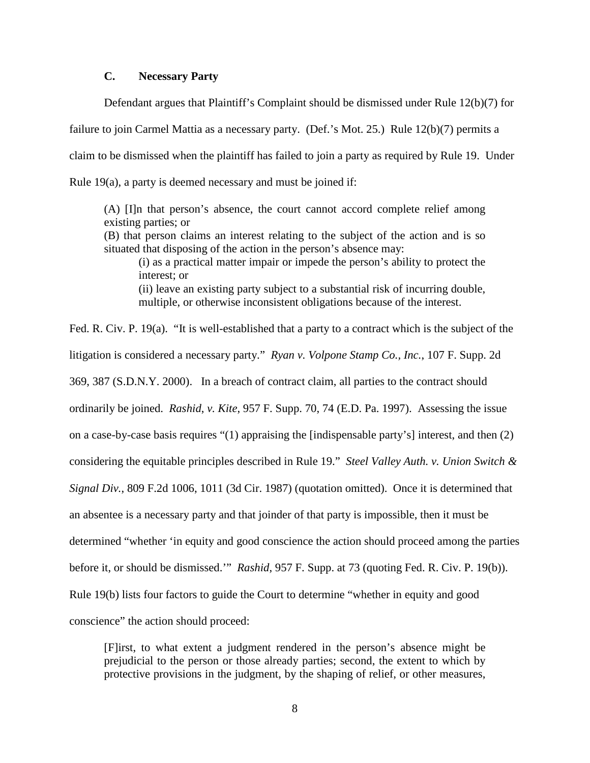### C. Necessary Party

Defendant argues that Plaintiff's Complaint should be dismissed under Rule 12(b)(7) for failure to join Carmel Mattia as a necessary party. (Def.'s Mot. 25.) Rule 12(b)(7) permits a claim to be dismissed when the plaintiff has failed to join a party as required by Rule 19. Under Rule 19(a), a party is deemed necessary and must be joined if:

> (A) [I]n that person's absence, the court cannot accord complete relief among existing parties; or
> (B) that person claims an interest relating to the subject of the action and is so situated that disposing of the action in the person's absence may:
>
> > (i) as a practical matter impair or impede the person's ability to protect the interest; or
> > (ii) leave an existing party subject to a substantial risk of incurring double, multiple, or otherwise inconsistent obligations because of the interest.

Fed. R. Civ. P. 19(a). "It is well-established that a party to a contract which is the subject of the litigation is considered a necessary party." *Ryan v. Volpone Stamp Co., Inc.*, 107 F. Supp. 2d 369, 387 (S.D.N.Y. 2000). In a breach of contract claim, all parties to the contract should ordinarily be joined. *Rashid, v. Kite*, 957 F. Supp. 70, 74 (E.D. Pa. 1997). Assessing the issue on a case-by-case basis requires "(1) appraising the [indispensable party's] interest, and then (2) considering the equitable principles described in Rule 19." *Steel Valley Auth. v. Union Switch & Signal Div.*, 809 F.2d 1006, 1011 (3d Cir. 1987) (quotation omitted). Once it is determined that an absentee is a necessary party and that joinder of that party is impossible, then it must be determined "whether 'in equity and good conscience the action should proceed among the parties before it, or should be dismissed.'" *Rashid*, 957 F. Supp. at 73 (quoting Fed. R. Civ. P. 19(b)). Rule 19(b) lists four factors to guide the Court to determine "whether in equity and good conscience" the action should proceed:

> [F]irst, to what extent a judgment rendered in the person's absence might be prejudicial to the person or those already parties; second, the extent to which by protective provisions in the judgment, by the shaping of relief, or other measures,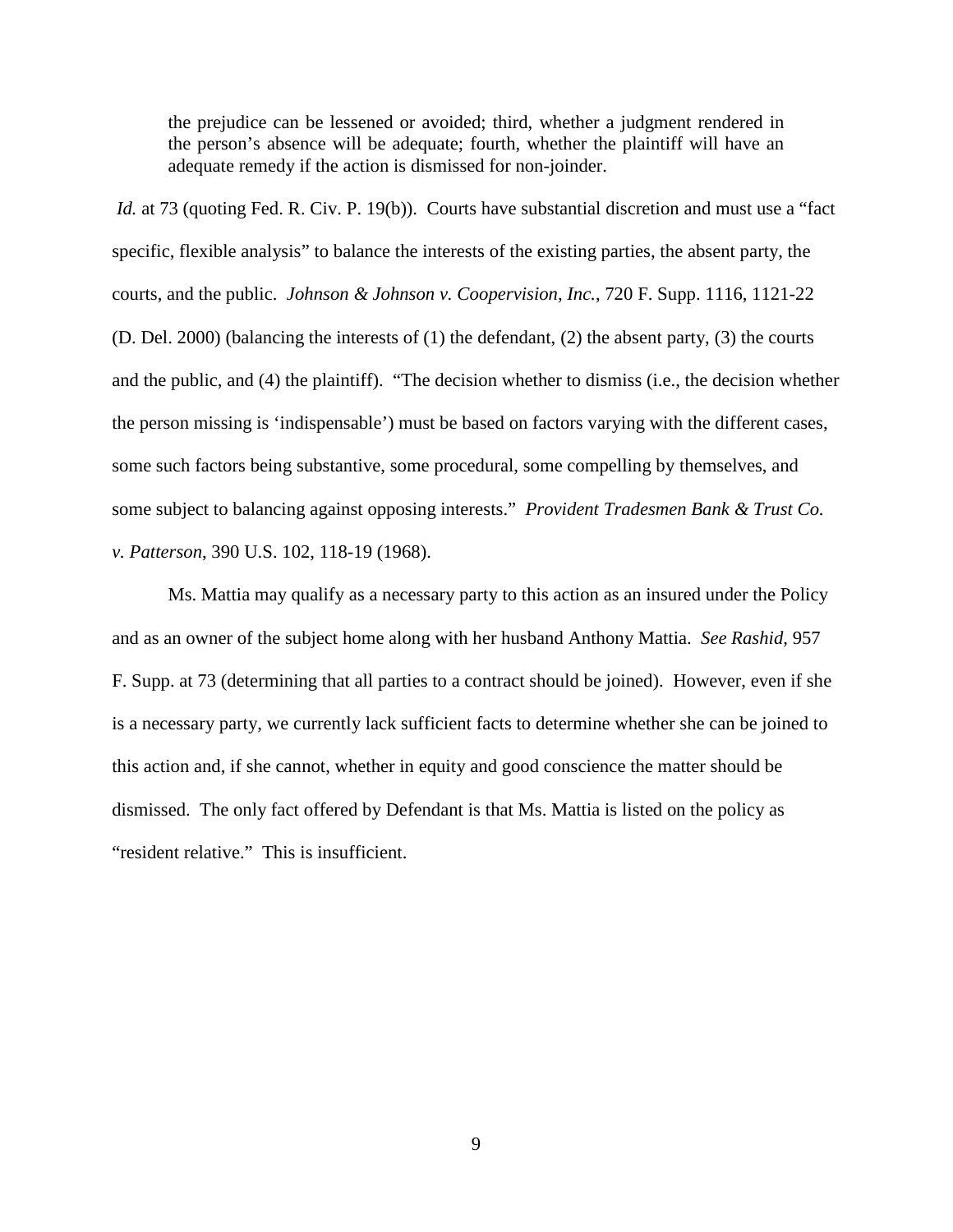> the prejudice can be lessened or avoided; third, whether a judgment rendered in the person's absence will be adequate; fourth, whether the plaintiff will have an adequate remedy if the action is dismissed for non-joinder.

*Id.* at 73 (quoting Fed. R. Civ. P. 19(b)). Courts have substantial discretion and must use a "fact specific, flexible analysis" to balance the interests of the existing parties, the absent party, the courts, and the public. *Johnson & Johnson v. Coopervision, Inc.*, 720 F. Supp. 1116, 1121-22 (D. Del. 2000) (balancing the interests of (1) the defendant, (2) the absent party, (3) the courts and the public, and (4) the plaintiff). "The decision whether to dismiss (i.e., the decision whether the person missing is 'indispensable') must be based on factors varying with the different cases, some such factors being substantive, some procedural, some compelling by themselves, and some subject to balancing against opposing interests." *Provident Tradesmen Bank & Trust Co. v. Patterson*, 390 U.S. 102, 118-19 (1968).

Ms. Mattia may qualify as a necessary party to this action as an insured under the Policy and as an owner of the subject home along with her husband Anthony Mattia. *See Rashid*, 957 F. Supp. at 73 (determining that all parties to a contract should be joined). However, even if she is a necessary party, we currently lack sufficient facts to determine whether she can be joined to this action and, if she cannot, whether in equity and good conscience the matter should be dismissed. The only fact offered by Defendant is that Ms. Mattia is listed on the policy as "resident relative." This is insufficient.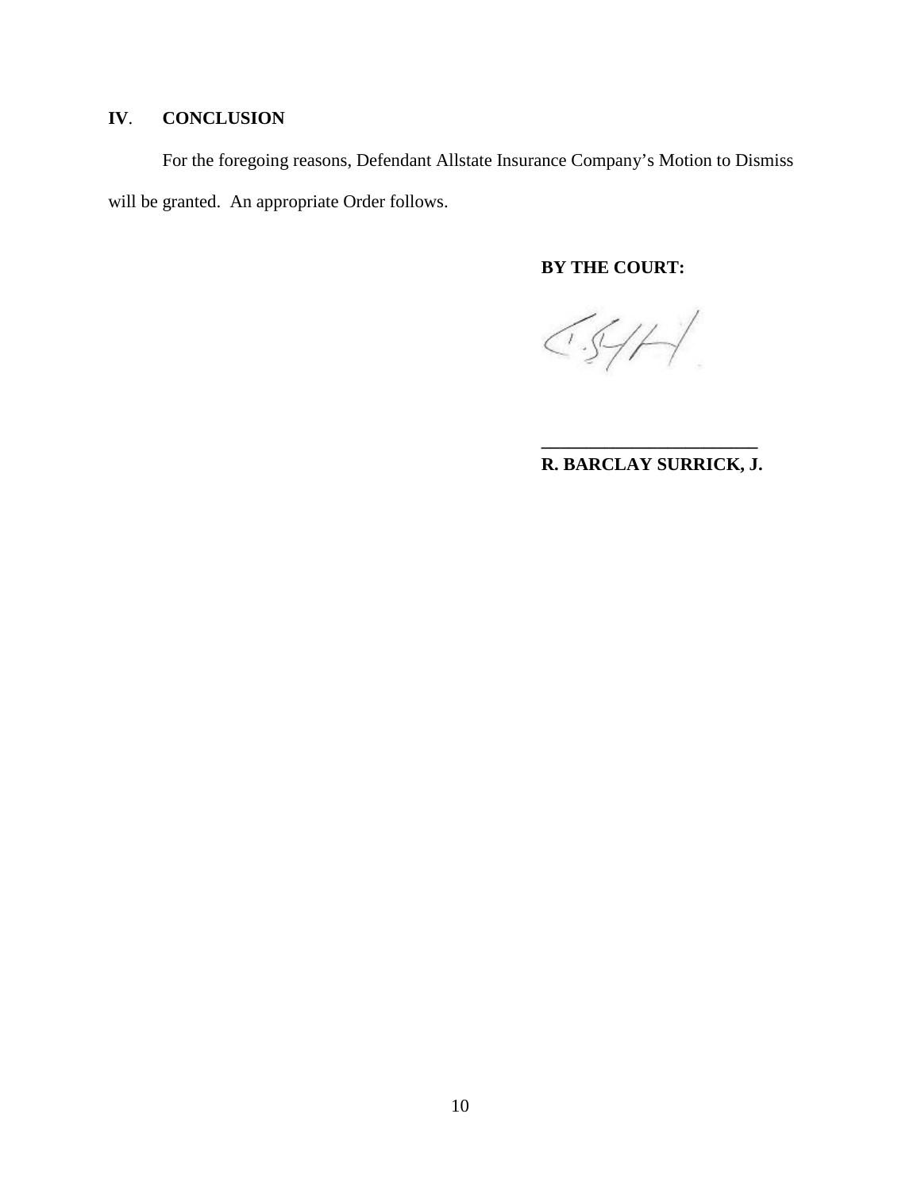## IV. CONCLUSION

For the foregoing reasons, Defendant Allstate Insurance Company's Motion to Dismiss will be granted. An appropriate Order follows.

**BY THE COURT:**

**_________________________**
**R. BARCLAY SURRICK, J.**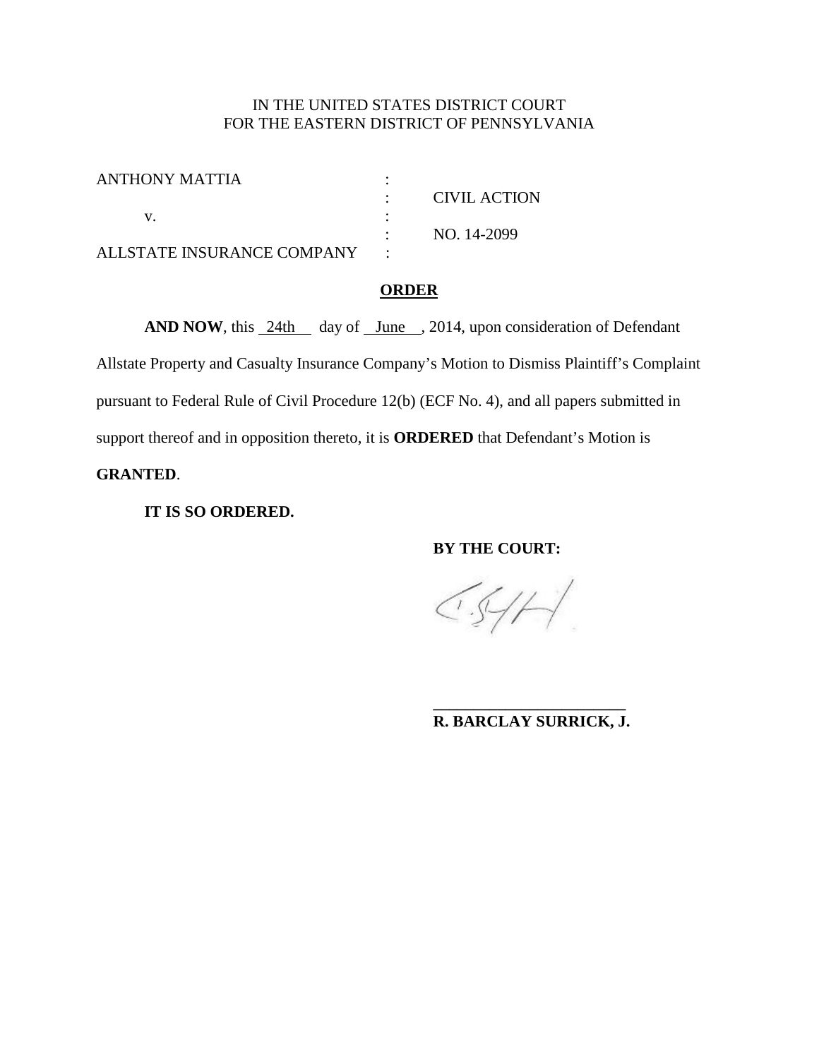IN THE UNITED STATES DISTRICT COURT
FOR THE EASTERN DISTRICT OF PENNSYLVANIA

| | | |
|---|---|---|
| ANTHONY MATTIA | : | |
| | : | CIVIL ACTION |
| v. | : | |
| | : | NO. 14-2099 |
| ALLSTATE INSURANCE COMPANY | : | |

**ORDER**

**AND NOW**, this 24th day of June, 2014, upon consideration of Defendant Allstate Property and Casualty Insurance Company's Motion to Dismiss Plaintiff's Complaint pursuant to Federal Rule of Civil Procedure 12(b) (ECF No. 4), and all papers submitted in support thereof and in opposition thereto, it is **ORDERED** that Defendant's Motion is **GRANTED**.

**IT IS SO ORDERED.**

**BY THE COURT:**

\_\_\_\_\_\_\_\_\_\_\_\_\_\_\_\_\_\_\_\_\_\_\_\_
**R. BARCLAY SURRICK, J.**